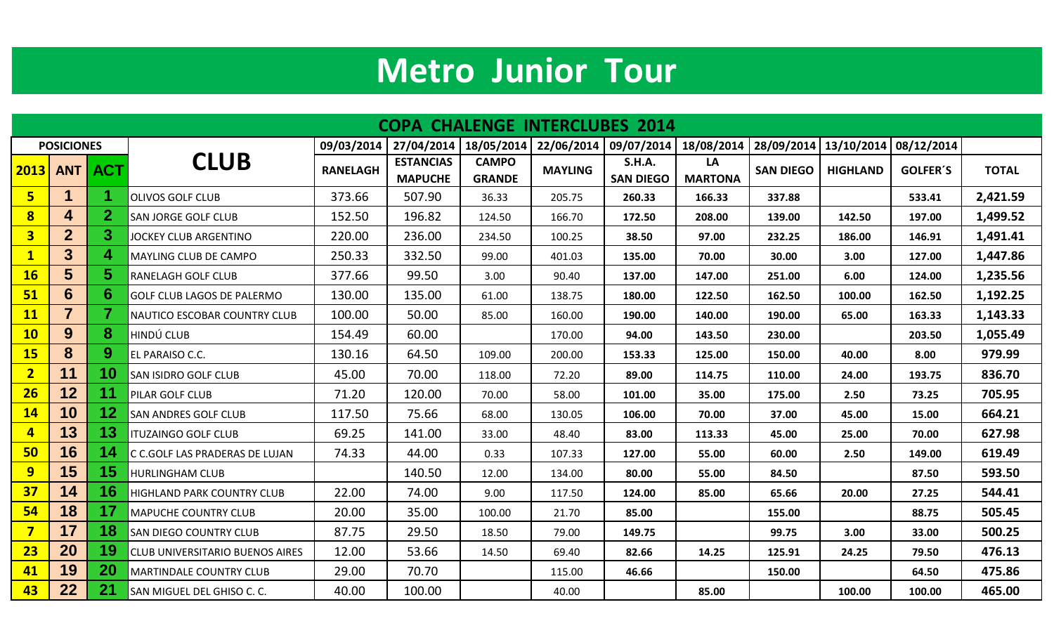# Metro Junior Tour

## COPA CHALENGE INTERCLUBES 2014

| POSICIONES | | | CLUB | 09/03/2014 | 27/04/2014 | 18/05/2014 | 22/06/2014 | 09/07/2014 | 18/08/2014 | 28/09/2014 | 13/10/2014 | 08/12/2014 | |
|---|---|---|---|---|---|---|---|---|---|---|---|---|---|
| 2013 | ANT | ACT | | RANELAGH | ESTANCIAS MAPUCHE | CAMPO GRANDE | MAYLING | S.H.A. SAN DIEGO | LA MARTONA | SAN DIEGO | HIGHLAND | GOLFER´S | TOTAL |
| 5 | 1 | 1 | OLIVOS GOLF CLUB | 373.66 | 507.90 | 36.33 | 205.75 | 260.33 | 166.33 | 337.88 | | 533.41 | 2,421.59 |
| 8 | 4 | 2 | SAN JORGE GOLF CLUB | 152.50 | 196.82 | 124.50 | 166.70 | 172.50 | 208.00 | 139.00 | 142.50 | 197.00 | 1,499.52 |
| 3 | 2 | 3 | JOCKEY CLUB ARGENTINO | 220.00 | 236.00 | 234.50 | 100.25 | 38.50 | 97.00 | 232.25 | 186.00 | 146.91 | 1,491.41 |
| 1 | 3 | 4 | MAYLING CLUB DE CAMPO | 250.33 | 332.50 | 99.00 | 401.03 | 135.00 | 70.00 | 30.00 | 3.00 | 127.00 | 1,447.86 |
| 16 | 5 | 5 | RANELAGH GOLF CLUB | 377.66 | 99.50 | 3.00 | 90.40 | 137.00 | 147.00 | 251.00 | 6.00 | 124.00 | 1,235.56 |
| 51 | 6 | 6 | GOLF CLUB LAGOS DE PALERMO | 130.00 | 135.00 | 61.00 | 138.75 | 180.00 | 122.50 | 162.50 | 100.00 | 162.50 | 1,192.25 |
| 11 | 7 | 7 | NAUTICO ESCOBAR COUNTRY CLUB | 100.00 | 50.00 | 85.00 | 160.00 | 190.00 | 140.00 | 190.00 | 65.00 | 163.33 | 1,143.33 |
| 10 | 9 | 8 | HINDÚ CLUB | 154.49 | 60.00 | | 170.00 | 94.00 | 143.50 | 230.00 | | 203.50 | 1,055.49 |
| 15 | 8 | 9 | EL PARAISO C.C. | 130.16 | 64.50 | 109.00 | 200.00 | 153.33 | 125.00 | 150.00 | 40.00 | 8.00 | 979.99 |
| 2 | 11 | 10 | SAN ISIDRO GOLF CLUB | 45.00 | 70.00 | 118.00 | 72.20 | 89.00 | 114.75 | 110.00 | 24.00 | 193.75 | 836.70 |
| 26 | 12 | 11 | PILAR GOLF CLUB | 71.20 | 120.00 | 70.00 | 58.00 | 101.00 | 35.00 | 175.00 | 2.50 | 73.25 | 705.95 |
| 14 | 10 | 12 | SAN ANDRES GOLF CLUB | 117.50 | 75.66 | 68.00 | 130.05 | 106.00 | 70.00 | 37.00 | 45.00 | 15.00 | 664.21 |
| 4 | 13 | 13 | ITUZAINGO GOLF CLUB | 69.25 | 141.00 | 33.00 | 48.40 | 83.00 | 113.33 | 45.00 | 25.00 | 70.00 | 627.98 |
| 50 | 16 | 14 | C C.GOLF LAS PRADERAS DE LUJAN | 74.33 | 44.00 | 0.33 | 107.33 | 127.00 | 55.00 | 60.00 | 2.50 | 149.00 | 619.49 |
| 9 | 15 | 15 | HURLINGHAM CLUB | | 140.50 | 12.00 | 134.00 | 80.00 | 55.00 | 84.50 | | 87.50 | 593.50 |
| 37 | 14 | 16 | HIGHLAND PARK COUNTRY CLUB | 22.00 | 74.00 | 9.00 | 117.50 | 124.00 | 85.00 | 65.66 | 20.00 | 27.25 | 544.41 |
| 54 | 18 | 17 | MAPUCHE COUNTRY CLUB | 20.00 | 35.00 | 100.00 | 21.70 | 85.00 | | 155.00 | | 88.75 | 505.45 |
| 7 | 17 | 18 | SAN DIEGO COUNTRY CLUB | 87.75 | 29.50 | 18.50 | 79.00 | 149.75 | | 99.75 | 3.00 | 33.00 | 500.25 |
| 23 | 20 | 19 | CLUB UNIVERSITARIO BUENOS AIRES | 12.00 | 53.66 | 14.50 | 69.40 | 82.66 | 14.25 | 125.91 | 24.25 | 79.50 | 476.13 |
| 41 | 19 | 20 | MARTINDALE COUNTRY CLUB | 29.00 | 70.70 | | 115.00 | 46.66 | | 150.00 | | 64.50 | 475.86 |
| 43 | 22 | 21 | SAN MIGUEL DEL GHISO C. C. | 40.00 | 100.00 | | 40.00 | | 85.00 | | 100.00 | 100.00 | 465.00 |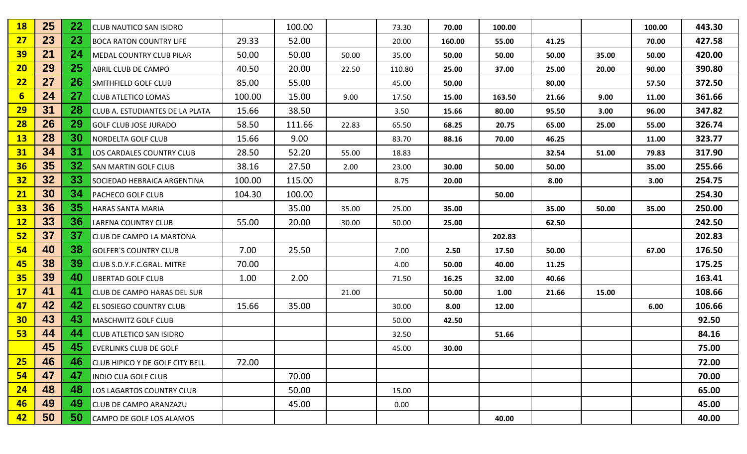| | | | | | | | | | | | | | |
|---|---|---|---|---|---|---|---|---|---|---|---|---|---|
| **18** | **25** | **22** | CLUB NAUTICO SAN ISIDRO | | 100.00 | | 73.30 | **70.00** | **100.00** | | | **100.00** | **443.30** |
| **27** | **23** | **23** | BOCA RATON COUNTRY LIFE | 29.33 | 52.00 | | 20.00 | **160.00** | **55.00** | **41.25** | | **70.00** | **427.58** |
| **39** | **21** | **24** | MEDAL COUNTRY CLUB PILAR | 50.00 | 50.00 | 50.00 | 35.00 | **50.00** | **50.00** | **50.00** | **35.00** | **50.00** | **420.00** |
| **20** | **29** | **25** | ABRIL CLUB DE CAMPO | 40.50 | 20.00 | 22.50 | 110.80 | **25.00** | **37.00** | **25.00** | **20.00** | **90.00** | **390.80** |
| **22** | **27** | **26** | SMITHFIELD GOLF CLUB | 85.00 | 55.00 | | 45.00 | **50.00** | | **80.00** | | **57.50** | **372.50** |
| **6** | **24** | **27** | CLUB ATLETICO LOMAS | 100.00 | 15.00 | 9.00 | 17.50 | **15.00** | **163.50** | **21.66** | **9.00** | **11.00** | **361.66** |
| **29** | **31** | **28** | CLUB A. ESTUDIANTES DE LA PLATA | 15.66 | 38.50 | | 3.50 | **15.66** | **80.00** | **95.50** | **3.00** | **96.00** | **347.82** |
| **28** | **26** | **29** | GOLF CLUB JOSE JURADO | 58.50 | 111.66 | 22.83 | 65.50 | **68.25** | **20.75** | **65.00** | **25.00** | **55.00** | **326.74** |
| **13** | **28** | **30** | NORDELTA GOLF CLUB | 15.66 | 9.00 | | 83.70 | **88.16** | **70.00** | **46.25** | | **11.00** | **323.77** |
| **31** | **34** | **31** | LOS CARDALES COUNTRY CLUB | 28.50 | 52.20 | 55.00 | 18.83 | | | **32.54** | **51.00** | **79.83** | **317.90** |
| **36** | **35** | **32** | SAN MARTIN GOLF CLUB | 38.16 | 27.50 | 2.00 | 23.00 | **30.00** | **50.00** | **50.00** | | **35.00** | **255.66** |
| **32** | **32** | **33** | SOCIEDAD HEBRAICA ARGENTINA | 100.00 | 115.00 | | 8.75 | **20.00** | | **8.00** | | **3.00** | **254.75** |
| **21** | **30** | **34** | PACHECO GOLF CLUB | 104.30 | 100.00 | | | | **50.00** | | | | **254.30** |
| **33** | **36** | **35** | HARAS SANTA MARIA | | 35.00 | 35.00 | 25.00 | **35.00** | | **35.00** | **50.00** | **35.00** | **250.00** |
| **12** | **33** | **36** | LARENA COUNTRY CLUB | 55.00 | 20.00 | 30.00 | 50.00 | **25.00** | | **62.50** | | | **242.50** |
| **52** | **37** | **37** | CLUB DE CAMPO LA MARTONA | | | | | | **202.83** | | | | **202.83** |
| **54** | **40** | **38** | GOLFER`S COUNTRY CLUB | 7.00 | 25.50 | | 7.00 | **2.50** | **17.50** | **50.00** | | **67.00** | **176.50** |
| **45** | **38** | **39** | CLUB S.D.Y.F.C.GRAL. MITRE | 70.00 | | | 4.00 | **50.00** | **40.00** | **11.25** | | | **175.25** |
| **35** | **39** | **40** | LIBERTAD GOLF CLUB | 1.00 | 2.00 | | 71.50 | **16.25** | **32.00** | **40.66** | | | **163.41** |
| **17** | **41** | **41** | CLUB DE CAMPO HARAS DEL SUR | | | 21.00 | | **50.00** | **1.00** | **21.66** | **15.00** | | **108.66** |
| **47** | **42** | **42** | EL SOSIEGO COUNTRY CLUB | 15.66 | 35.00 | | 30.00 | **8.00** | **12.00** | | | **6.00** | **106.66** |
| **30** | **43** | **43** | MASCHWITZ GOLF CLUB | | | | 50.00 | **42.50** | | | | | **92.50** |
| **53** | **44** | **44** | CLUB ATLETICO SAN ISIDRO | | | | 32.50 | | **51.66** | | | | **84.16** |
| | **45** | **45** | EVERLINKS CLUB DE GOLF | | | | 45.00 | **30.00** | | | | | **75.00** |
| **25** | **46** | **46** | CLUB HIPICO Y DE GOLF CITY BELL | 72.00 | | | | | | | | | **72.00** |
| **54** | **47** | **47** | INDIO CUA GOLF CLUB | | 70.00 | | | | | | | | **70.00** |
| **24** | **48** | **48** | LOS LAGARTOS COUNTRY CLUB | | 50.00 | | 15.00 | | | | | | **65.00** |
| **46** | **49** | **49** | CLUB DE CAMPO ARANZAZU | | 45.00 | | 0.00 | | | | | | **45.00** |
| **42** | **50** | **50** | CAMPO DE GOLF LOS ALAMOS | | | | | | **40.00** | | | | **40.00** |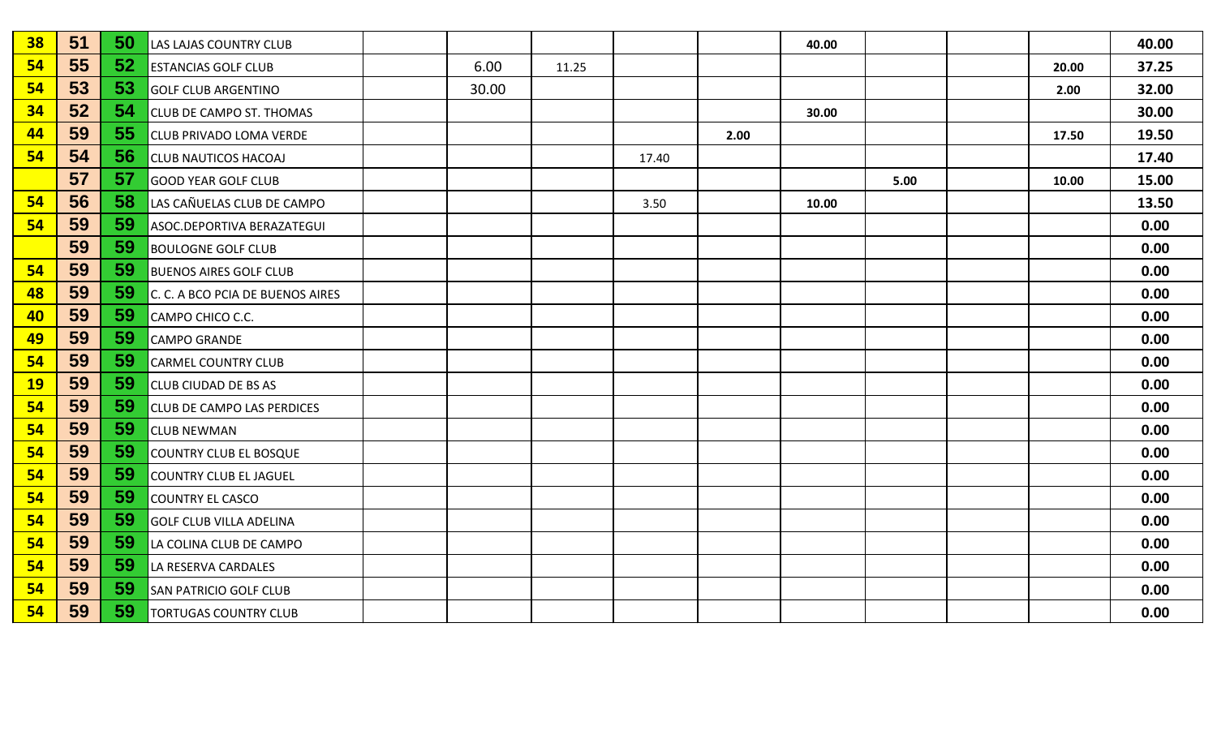| | | | | | | | | | | | | | |
|---|---|---|---|---|---|---|---|---|---|---|---|---|---|
| 38 | 51 | 50 | LAS LAJAS COUNTRY CLUB | | | | | | 40.00 | | | | 40.00 |
| 54 | 55 | 52 | ESTANCIAS GOLF CLUB | | 6.00 | 11.25 | | | | | | 20.00 | 37.25 |
| 54 | 53 | 53 | GOLF CLUB ARGENTINO | | 30.00 | | | | | | | 2.00 | 32.00 |
| 34 | 52 | 54 | CLUB DE CAMPO ST. THOMAS | | | | | | 30.00 | | | | 30.00 |
| 44 | 59 | 55 | CLUB PRIVADO LOMA VERDE | | | | | 2.00 | | | | 17.50 | 19.50 |
| 54 | 54 | 56 | CLUB NAUTICOS HACOAJ | | | | 17.40 | | | | | | 17.40 |
| | 57 | 57 | GOOD YEAR GOLF CLUB | | | | | | | 5.00 | | 10.00 | 15.00 |
| 54 | 56 | 58 | LAS CAÑUELAS CLUB DE CAMPO | | | | 3.50 | | 10.00 | | | | 13.50 |
| 54 | 59 | 59 | ASOC.DEPORTIVA BERAZATEGUI | | | | | | | | | | 0.00 |
| | 59 | 59 | BOULOGNE GOLF CLUB | | | | | | | | | | 0.00 |
| 54 | 59 | 59 | BUENOS AIRES GOLF CLUB | | | | | | | | | | 0.00 |
| 48 | 59 | 59 | C. C. A BCO PCIA DE BUENOS AIRES | | | | | | | | | | 0.00 |
| 40 | 59 | 59 | CAMPO CHICO C.C. | | | | | | | | | | 0.00 |
| 49 | 59 | 59 | CAMPO GRANDE | | | | | | | | | | 0.00 |
| 54 | 59 | 59 | CARMEL COUNTRY CLUB | | | | | | | | | | 0.00 |
| 19 | 59 | 59 | CLUB CIUDAD DE BS AS | | | | | | | | | | 0.00 |
| 54 | 59 | 59 | CLUB DE CAMPO LAS PERDICES | | | | | | | | | | 0.00 |
| 54 | 59 | 59 | CLUB NEWMAN | | | | | | | | | | 0.00 |
| 54 | 59 | 59 | COUNTRY CLUB EL BOSQUE | | | | | | | | | | 0.00 |
| 54 | 59 | 59 | COUNTRY CLUB EL JAGUEL | | | | | | | | | | 0.00 |
| 54 | 59 | 59 | COUNTRY EL CASCO | | | | | | | | | | 0.00 |
| 54 | 59 | 59 | GOLF CLUB VILLA ADELINA | | | | | | | | | | 0.00 |
| 54 | 59 | 59 | LA COLINA CLUB DE CAMPO | | | | | | | | | | 0.00 |
| 54 | 59 | 59 | LA RESERVA CARDALES | | | | | | | | | | 0.00 |
| 54 | 59 | 59 | SAN PATRICIO GOLF CLUB | | | | | | | | | | 0.00 |
| 54 | 59 | 59 | TORTUGAS COUNTRY CLUB | | | | | | | | | | 0.00 |